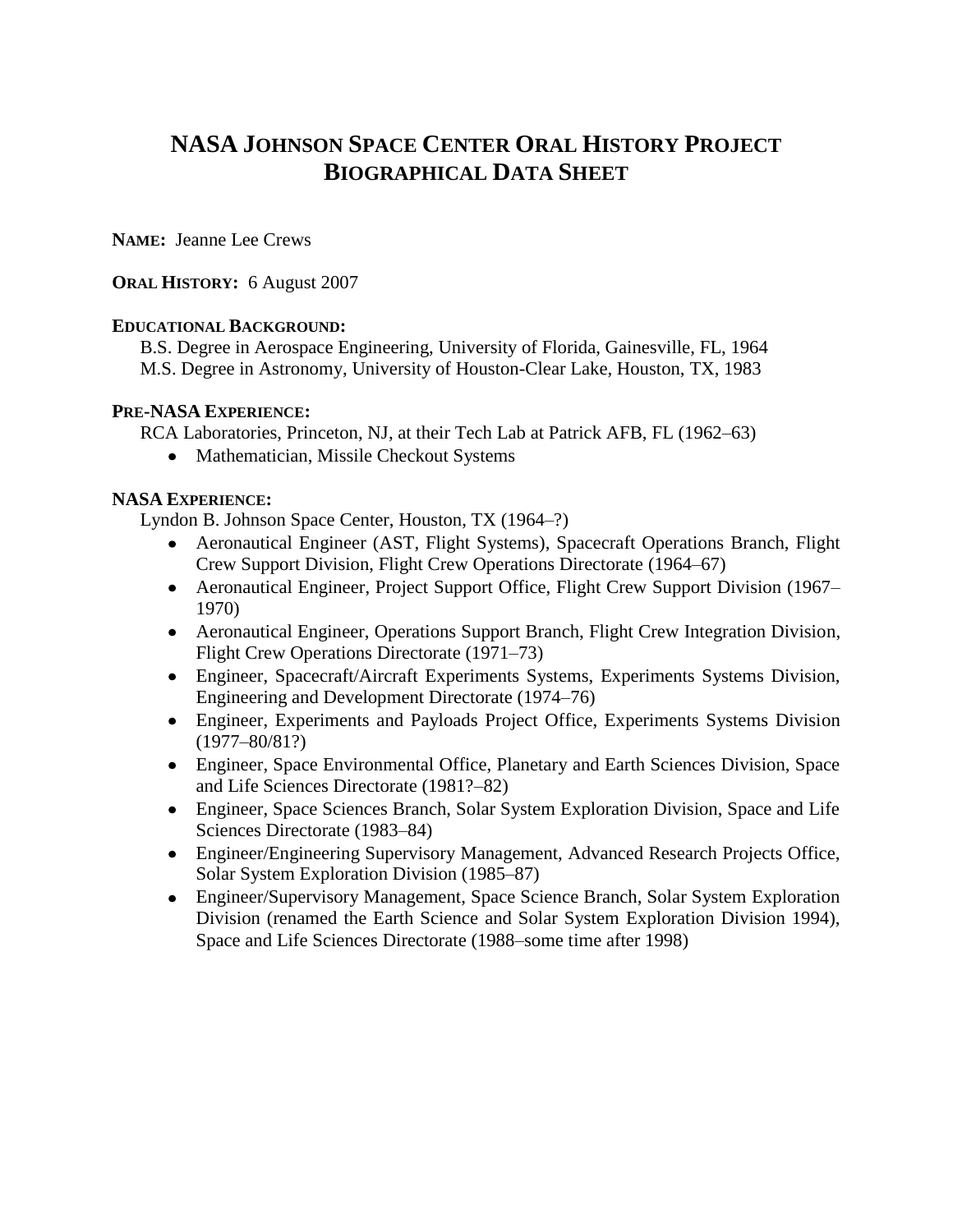# NASA Johnson Space Center Oral History Project
# Biographical Data Sheet

**Name:** Jeanne Lee Crews

**Oral History:** 6 August 2007

**Educational Background:**

B.S. Degree in Aerospace Engineering, University of Florida, Gainesville, FL, 1964
M.S. Degree in Astronomy, University of Houston-Clear Lake, Houston, TX, 1983

**Pre-NASA Experience:**

RCA Laboratories, Princeton, NJ, at their Tech Lab at Patrick AFB, FL (1962–63)

- Mathematician, Missile Checkout Systems

**NASA Experience:**

Lyndon B. Johnson Space Center, Houston, TX (1964–?)

- Aeronautical Engineer (AST, Flight Systems), Spacecraft Operations Branch, Flight Crew Support Division, Flight Crew Operations Directorate (1964–67)
- Aeronautical Engineer, Project Support Office, Flight Crew Support Division (1967–1970)
- Aeronautical Engineer, Operations Support Branch, Flight Crew Integration Division, Flight Crew Operations Directorate (1971–73)
- Engineer, Spacecraft/Aircraft Experiments Systems, Experiments Systems Division, Engineering and Development Directorate (1974–76)
- Engineer, Experiments and Payloads Project Office, Experiments Systems Division (1977–80/81?)
- Engineer, Space Environmental Office, Planetary and Earth Sciences Division, Space and Life Sciences Directorate (1981?–82)
- Engineer, Space Sciences Branch, Solar System Exploration Division, Space and Life Sciences Directorate (1983–84)
- Engineer/Engineering Supervisory Management, Advanced Research Projects Office, Solar System Exploration Division (1985–87)
- Engineer/Supervisory Management, Space Science Branch, Solar System Exploration Division (renamed the Earth Science and Solar System Exploration Division 1994), Space and Life Sciences Directorate (1988–some time after 1998)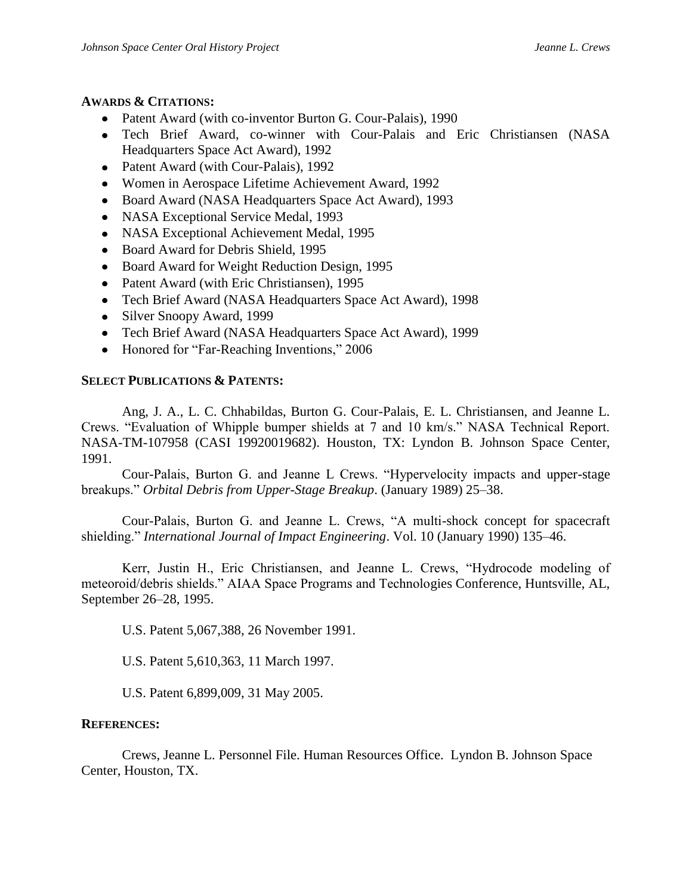**AWARDS & CITATIONS:**

- Patent Award (with co-inventor Burton G. Cour-Palais), 1990
- Tech Brief Award, co-winner with Cour-Palais and Eric Christiansen (NASA Headquarters Space Act Award), 1992
- Patent Award (with Cour-Palais), 1992
- Women in Aerospace Lifetime Achievement Award, 1992
- Board Award (NASA Headquarters Space Act Award), 1993
- NASA Exceptional Service Medal, 1993
- NASA Exceptional Achievement Medal, 1995
- Board Award for Debris Shield, 1995
- Board Award for Weight Reduction Design, 1995
- Patent Award (with Eric Christiansen), 1995
- Tech Brief Award (NASA Headquarters Space Act Award), 1998
- Silver Snoopy Award, 1999
- Tech Brief Award (NASA Headquarters Space Act Award), 1999
- Honored for "Far-Reaching Inventions," 2006

**SELECT PUBLICATIONS & PATENTS:**

Ang, J. A., L. C. Chhabildas, Burton G. Cour-Palais, E. L. Christiansen, and Jeanne L. Crews. "Evaluation of Whipple bumper shields at 7 and 10 km/s." NASA Technical Report. NASA-TM-107958 (CASI 19920019682). Houston, TX: Lyndon B. Johnson Space Center, 1991.

Cour-Palais, Burton G. and Jeanne L Crews. "Hypervelocity impacts and upper-stage breakups." *Orbital Debris from Upper-Stage Breakup*. (January 1989) 25–38.

Cour-Palais, Burton G. and Jeanne L. Crews, "A multi-shock concept for spacecraft shielding." *International Journal of Impact Engineering*. Vol. 10 (January 1990) 135–46.

Kerr, Justin H., Eric Christiansen, and Jeanne L. Crews, "Hydrocode modeling of meteoroid/debris shields." AIAA Space Programs and Technologies Conference, Huntsville, AL, September 26–28, 1995.

U.S. Patent 5,067,388, 26 November 1991.

U.S. Patent 5,610,363, 11 March 1997.

U.S. Patent 6,899,009, 31 May 2005.

**REFERENCES:**

Crews, Jeanne L. Personnel File. Human Resources Office. Lyndon B. Johnson Space Center, Houston, TX.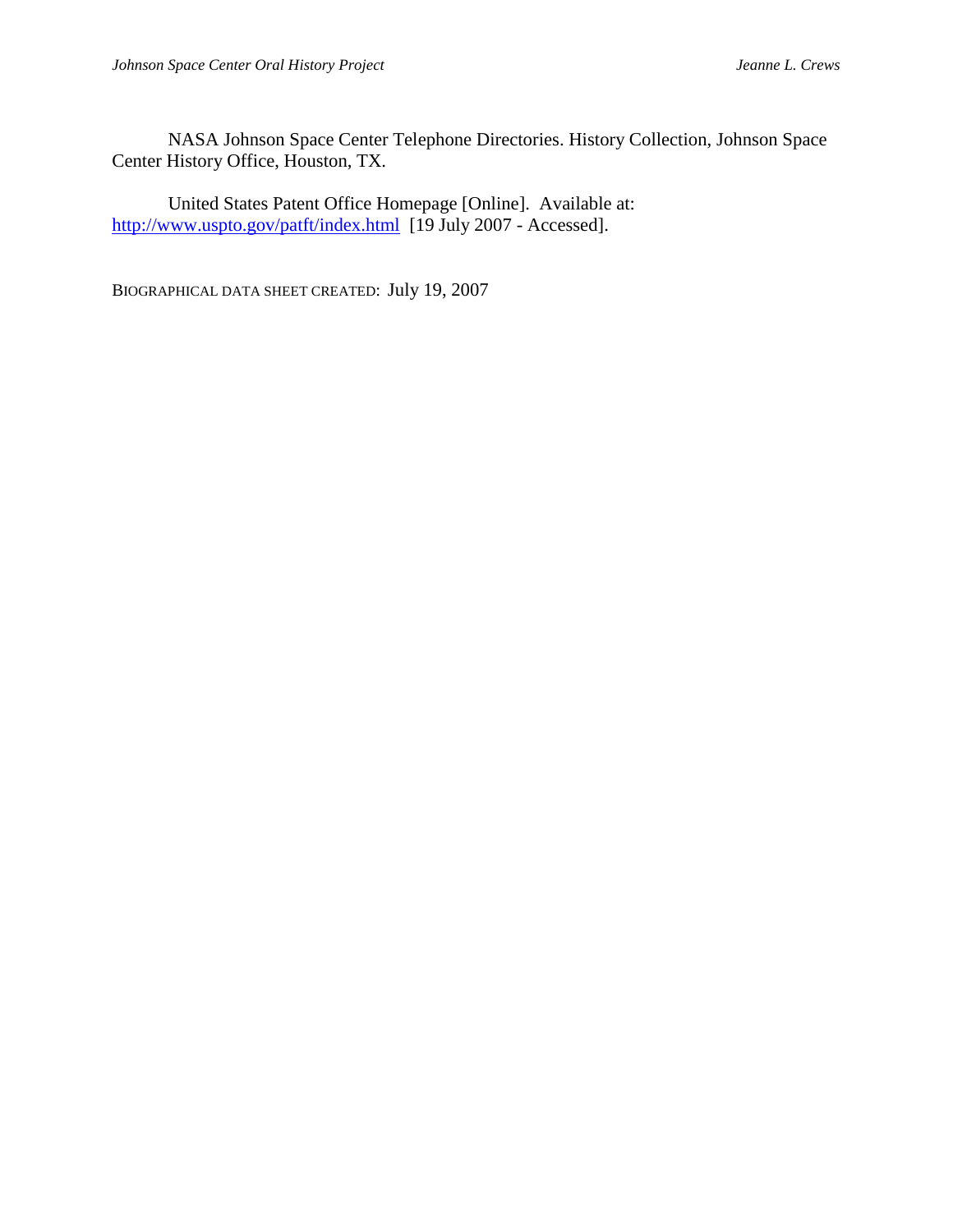NASA Johnson Space Center Telephone Directories. History Collection, Johnson Space Center History Office, Houston, TX.

United States Patent Office Homepage [Online]. Available at: http://www.uspto.gov/patft/index.html [19 July 2007 - Accessed].

BIOGRAPHICAL DATA SHEET CREATED: July 19, 2007